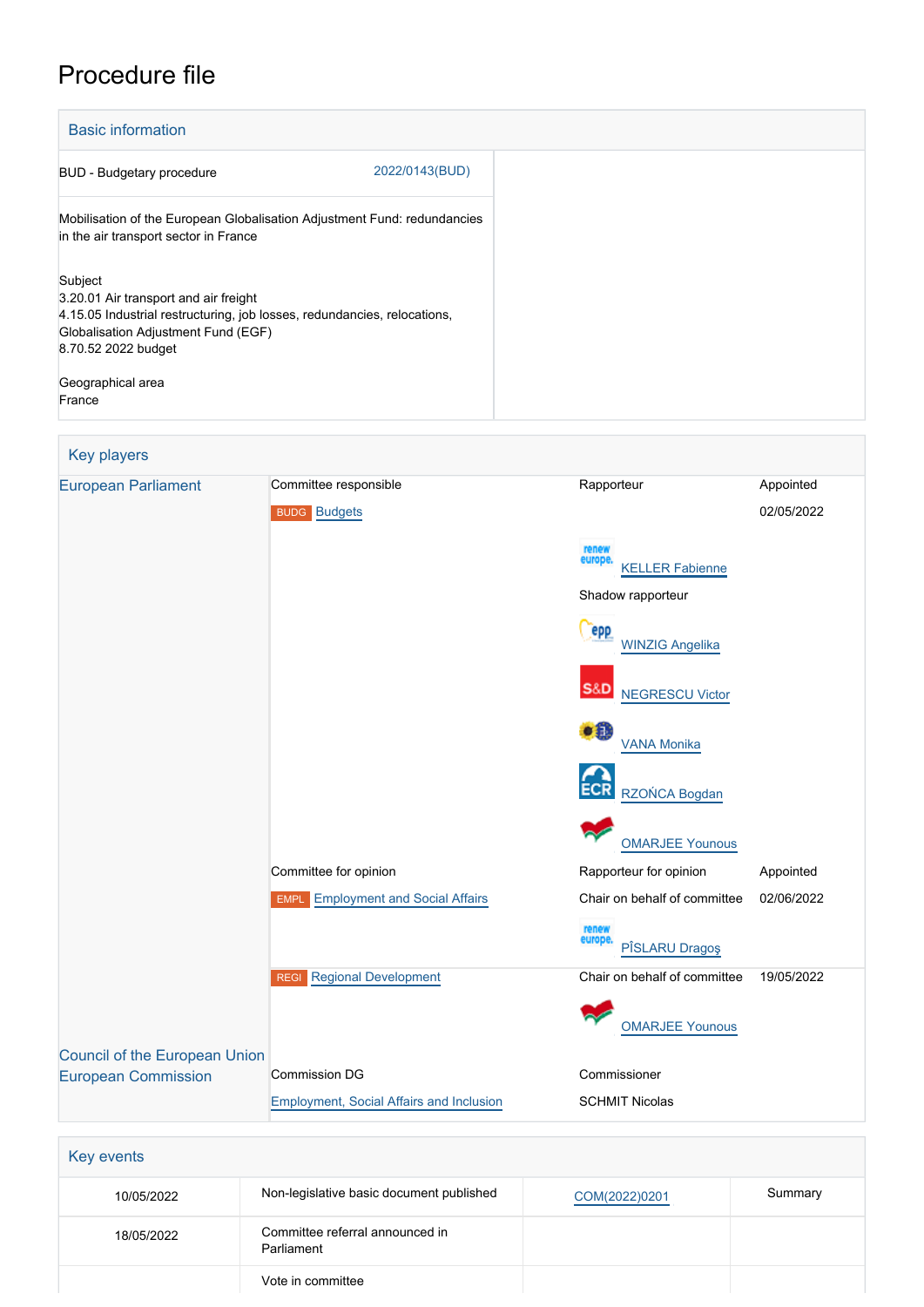# Procedure file

## Basic information

| | |
|---|---|
| BUD - Budgetary procedure | 2022/0143(BUD) |

Mobilisation of the European Globalisation Adjustment Fund: redundancies in the air transport sector in France

Subject
3.20.01 Air transport and air freight
4.15.05 Industrial restructuring, job losses, redundancies, relocations, Globalisation Adjustment Fund (EGF)
8.70.52 2022 budget

Geographical area
France

## Key players

| | | | |
|---|---|---|---|
| European Parliament | Committee responsible | Rapporteur | Appointed |
| | BUDG Budgets | | 02/05/2022 |
| | | KELLER Fabienne | |
| | | Shadow rapporteur | |
| | | WINZIG Angelika | |
| | | NEGRESCU Victor | |
| | | VANA Monika | |
| | | RZOŃCA Bogdan | |
| | | OMARJEE Younous | |
| | Committee for opinion | Rapporteur for opinion | Appointed |
| | EMPL Employment and Social Affairs | Chair on behalf of committee | 02/06/2022 |
| | | PÎSLARU Dragoş | |
| | REGI Regional Development | Chair on behalf of committee | 19/05/2022 |
| | | OMARJEE Younous | |
| Council of the European Union | | | |
| European Commission | Commission DG | Commissioner | |
| | Employment, Social Affairs and Inclusion | SCHMIT Nicolas | |

## Key events

| | | | |
|---|---|---|---|
| 10/05/2022 | Non-legislative basic document published | COM(2022)0201 | Summary |
| 18/05/2022 | Committee referral announced in Parliament | | |
| | Vote in committee | | |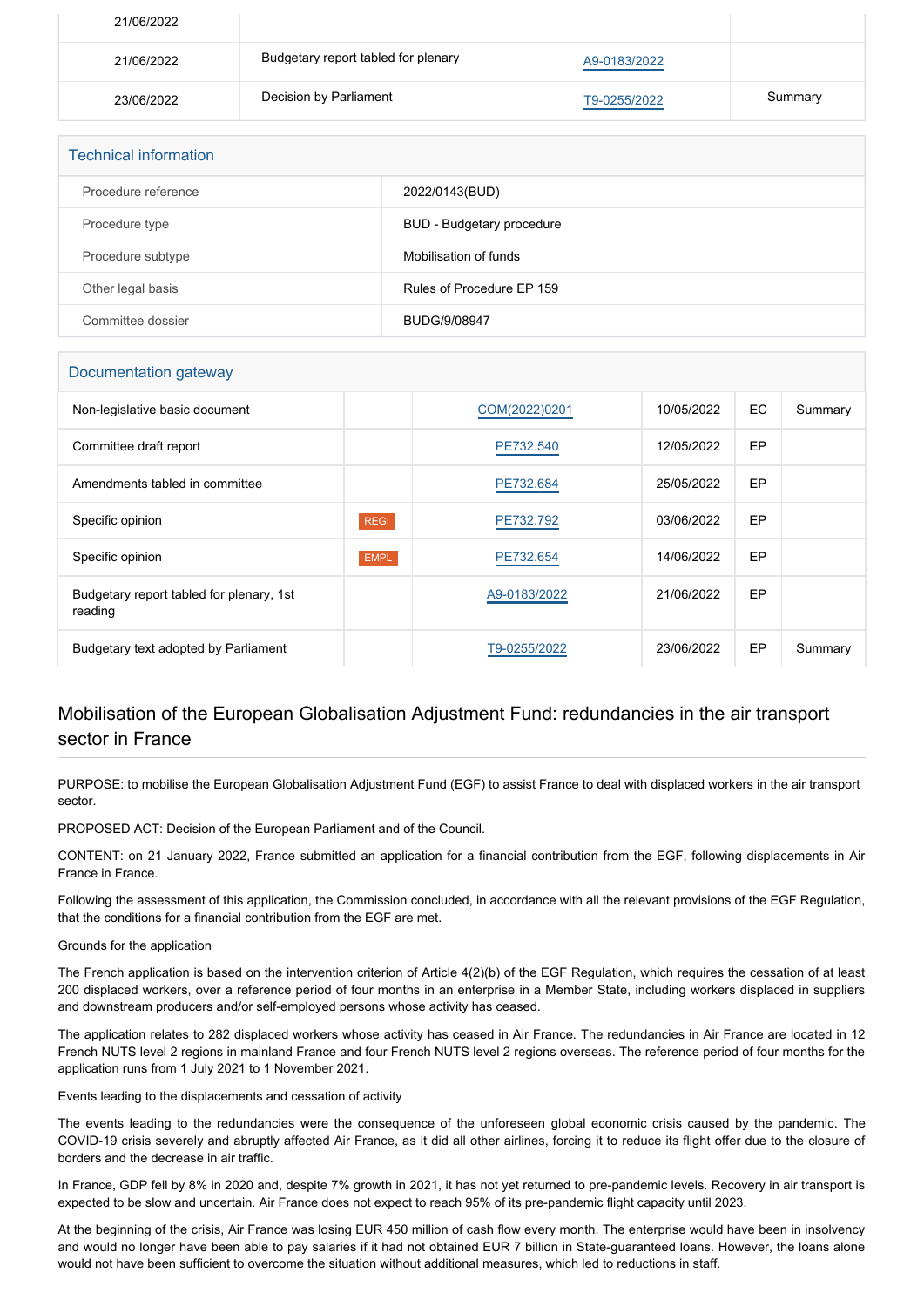| | | | |
|---|---|---|---|
| 21/06/2022 | | | |
| 21/06/2022 | Budgetary report tabled for plenary | A9-0183/2022 | |
| 23/06/2022 | Decision by Parliament | T9-0255/2022 | Summary |

## Technical information

| | |
|---|---|
| Procedure reference | 2022/0143(BUD) |
| Procedure type | BUD - Budgetary procedure |
| Procedure subtype | Mobilisation of funds |
| Other legal basis | Rules of Procedure EP 159 |
| Committee dossier | BUDG/9/08947 |

## Documentation gateway

| | | | | | |
|---|---|---|---|---|---|
| Non-legislative basic document | | COM(2022)0201 | 10/05/2022 | EC | Summary |
| Committee draft report | | PE732.540 | 12/05/2022 | EP | |
| Amendments tabled in committee | | PE732.684 | 25/05/2022 | EP | |
| Specific opinion | REGI | PE732.792 | 03/06/2022 | EP | |
| Specific opinion | EMPL | PE732.654 | 14/06/2022 | EP | |
| Budgetary report tabled for plenary, 1st reading | | A9-0183/2022 | 21/06/2022 | EP | |
| Budgetary text adopted by Parliament | | T9-0255/2022 | 23/06/2022 | EP | Summary |

## Mobilisation of the European Globalisation Adjustment Fund: redundancies in the air transport sector in France

PURPOSE: to mobilise the European Globalisation Adjustment Fund (EGF) to assist France to deal with displaced workers in the air transport sector.

PROPOSED ACT: Decision of the European Parliament and of the Council.

CONTENT: on 21 January 2022, France submitted an application for a financial contribution from the EGF, following displacements in Air France in France.

Following the assessment of this application, the Commission concluded, in accordance with all the relevant provisions of the EGF Regulation, that the conditions for a financial contribution from the EGF are met.

Grounds for the application

The French application is based on the intervention criterion of Article 4(2)(b) of the EGF Regulation, which requires the cessation of at least 200 displaced workers, over a reference period of four months in an enterprise in a Member State, including workers displaced in suppliers and downstream producers and/or self-employed persons whose activity has ceased.

The application relates to 282 displaced workers whose activity has ceased in Air France. The redundancies in Air France are located in 12 French NUTS level 2 regions in mainland France and four French NUTS level 2 regions overseas. The reference period of four months for the application runs from 1 July 2021 to 1 November 2021.

Events leading to the displacements and cessation of activity

The events leading to the redundancies were the consequence of the unforeseen global economic crisis caused by the pandemic. The COVID-19 crisis severely and abruptly affected Air France, as it did all other airlines, forcing it to reduce its flight offer due to the closure of borders and the decrease in air traffic.

In France, GDP fell by 8% in 2020 and, despite 7% growth in 2021, it has not yet returned to pre-pandemic levels. Recovery in air transport is expected to be slow and uncertain. Air France does not expect to reach 95% of its pre-pandemic flight capacity until 2023.

At the beginning of the crisis, Air France was losing EUR 450 million of cash flow every month. The enterprise would have been in insolvency and would no longer have been able to pay salaries if it had not obtained EUR 7 billion in State-guaranteed loans. However, the loans alone would not have been sufficient to overcome the situation without additional measures, which led to reductions in staff.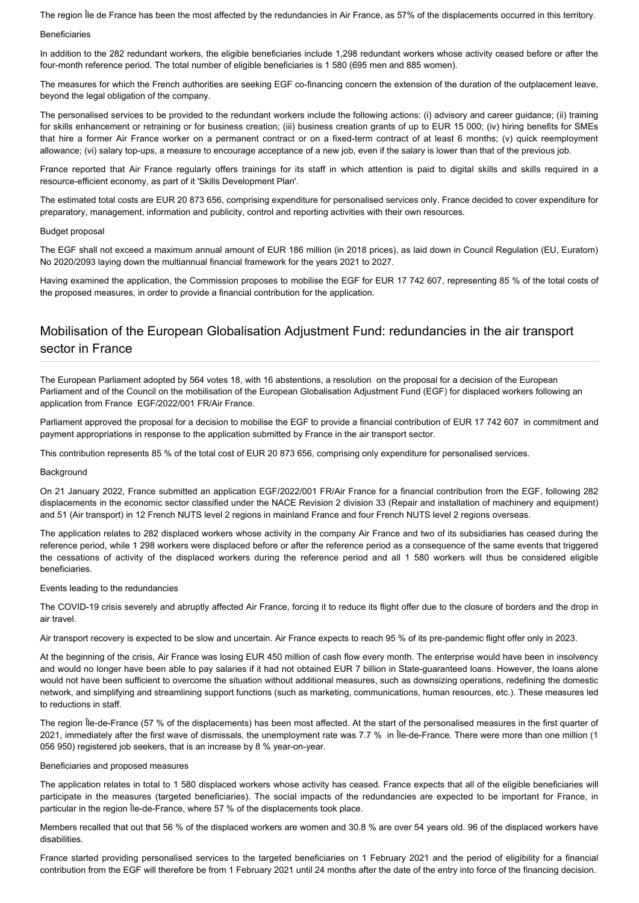The region Île de France has been the most affected by the redundancies in Air France, as 57% of the displacements occurred in this territory.

Beneficiaries

In addition to the 282 redundant workers, the eligible beneficiaries include 1,298 redundant workers whose activity ceased before or after the four-month reference period. The total number of eligible beneficiaries is 1 580 (695 men and 885 women).

The measures for which the French authorities are seeking EGF co-financing concern the extension of the duration of the outplacement leave, beyond the legal obligation of the company.

The personalised services to be provided to the redundant workers include the following actions: (i) advisory and career guidance; (ii) training for skills enhancement or retraining or for business creation; (iii) business creation grants of up to EUR 15 000; (iv) hiring benefits for SMEs that hire a former Air France worker on a permanent contract or on a fixed-term contract of at least 6 months; (v) quick reemployment allowance; (vi) salary top-ups, a measure to encourage acceptance of a new job, even if the salary is lower than that of the previous job.

France reported that Air France regularly offers trainings for its staff in which attention is paid to digital skills and skills required in a resource-efficient economy, as part of it 'Skills Development Plan'.

The estimated total costs are EUR 20 873 656, comprising expenditure for personalised services only. France decided to cover expenditure for preparatory, management, information and publicity, control and reporting activities with their own resources.

Budget proposal

The EGF shall not exceed a maximum annual amount of EUR 186 million (in 2018 prices), as laid down in Council Regulation (EU, Euratom) No 2020/2093 laying down the multiannual financial framework for the years 2021 to 2027.

Having examined the application, the Commission proposes to mobilise the EGF for EUR 17 742 607, representing 85 % of the total costs of the proposed measures, in order to provide a financial contribution for the application.

## Mobilisation of the European Globalisation Adjustment Fund: redundancies in the air transport sector in France

The European Parliament adopted by 564 votes 18, with 16 abstentions, a resolution on the proposal for a decision of the European Parliament and of the Council on the mobilisation of the European Globalisation Adjustment Fund (EGF) for displaced workers following an application from France EGF/2022/001 FR/Air France.

Parliament approved the proposal for a decision to mobilise the EGF to provide a financial contribution of EUR 17 742 607 in commitment and payment appropriations in response to the application submitted by France in the air transport sector.

This contribution represents 85 % of the total cost of EUR 20 873 656, comprising only expenditure for personalised services.

Background

On 21 January 2022, France submitted an application EGF/2022/001 FR/Air France for a financial contribution from the EGF, following 282 displacements in the economic sector classified under the NACE Revision 2 division 33 (Repair and installation of machinery and equipment) and 51 (Air transport) in 12 French NUTS level 2 regions in mainland France and four French NUTS level 2 regions overseas.

The application relates to 282 displaced workers whose activity in the company Air France and two of its subsidiaries has ceased during the reference period, while 1 298 workers were displaced before or after the reference period as a consequence of the same events that triggered the cessations of activity of the displaced workers during the reference period and all 1 580 workers will thus be considered eligible beneficiaries.

Events leading to the redundancies

The COVID-19 crisis severely and abruptly affected Air France, forcing it to reduce its flight offer due to the closure of borders and the drop in air travel.

Air transport recovery is expected to be slow and uncertain. Air France expects to reach 95 % of its pre-pandemic flight offer only in 2023.

At the beginning of the crisis, Air France was losing EUR 450 million of cash flow every month. The enterprise would have been in insolvency and would no longer have been able to pay salaries if it had not obtained EUR 7 billion in State-guaranteed loans. However, the loans alone would not have been sufficient to overcome the situation without additional measures, such as downsizing operations, redefining the domestic network, and simplifying and streamlining support functions (such as marketing, communications, human resources, etc.). These measures led to reductions in staff.

The region Île-de-France (57 % of the displacements) has been most affected. At the start of the personalised measures in the first quarter of 2021, immediately after the first wave of dismissals, the unemployment rate was 7.7 % in Île-de-France. There were more than one million (1 056 950) registered job seekers, that is an increase by 8 % year-on-year.

Beneficiaries and proposed measures

The application relates in total to 1 580 displaced workers whose activity has ceased. France expects that all of the eligible beneficiaries will participate in the measures (targeted beneficiaries). The social impacts of the redundancies are expected to be important for France, in particular in the region Île-de-France, where 57 % of the displacements took place.

Members recalled that out that 56 % of the displaced workers are women and 30.8 % are over 54 years old. 96 of the displaced workers have disabilities.

France started providing personalised services to the targeted beneficiaries on 1 February 2021 and the period of eligibility for a financial contribution from the EGF will therefore be from 1 February 2021 until 24 months after the date of the entry into force of the financing decision.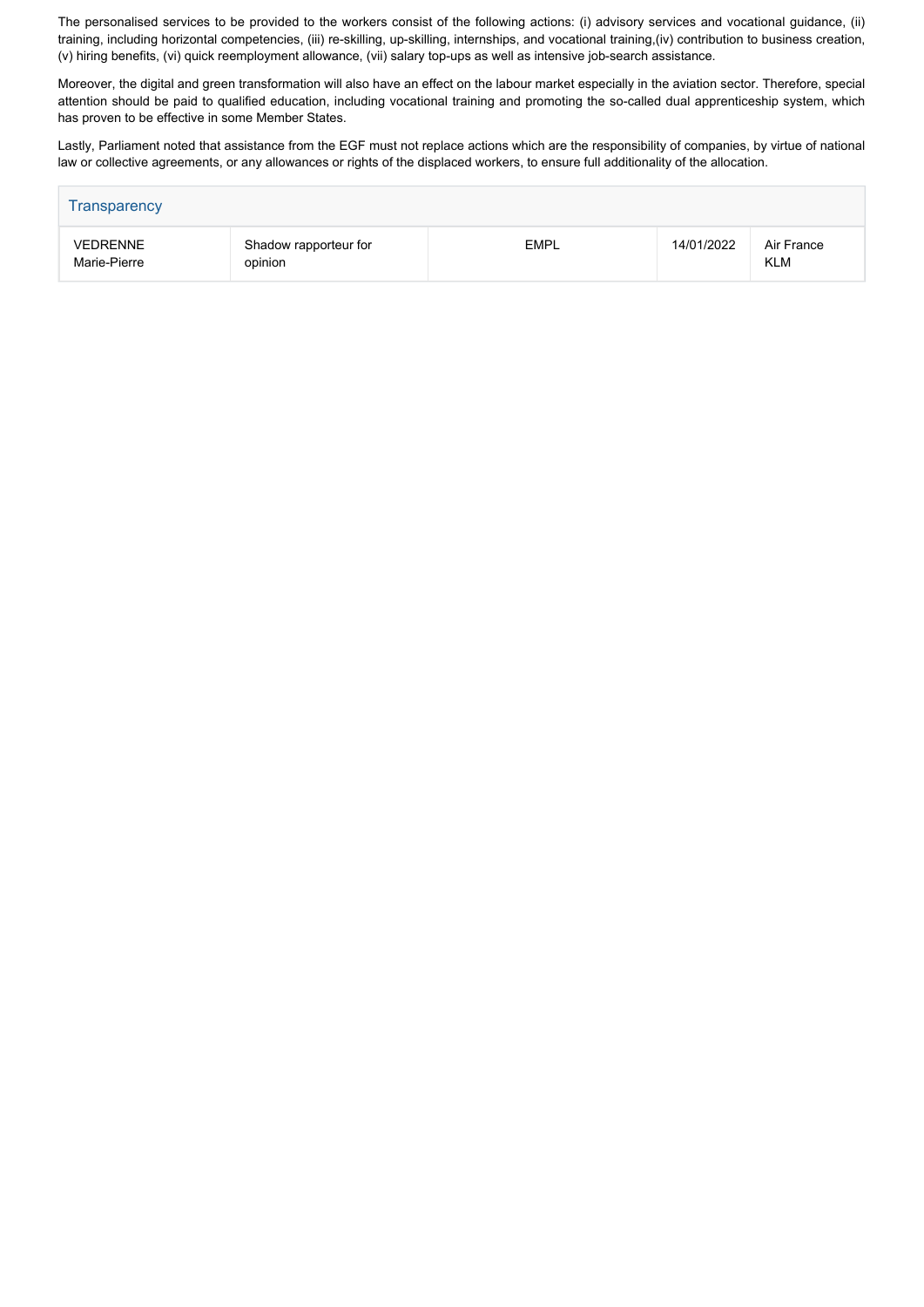The personalised services to be provided to the workers consist of the following actions: (i) advisory services and vocational guidance, (ii) training, including horizontal competencies, (iii) re-skilling, up-skilling, internships, and vocational training,(iv) contribution to business creation, (v) hiring benefits, (vi) quick reemployment allowance, (vii) salary top-ups as well as intensive job-search assistance.

Moreover, the digital and green transformation will also have an effect on the labour market especially in the aviation sector. Therefore, special attention should be paid to qualified education, including vocational training and promoting the so-called dual apprenticeship system, which has proven to be effective in some Member States.

Lastly, Parliament noted that assistance from the EGF must not replace actions which are the responsibility of companies, by virtue of national law or collective agreements, or any allowances or rights of the displaced workers, to ensure full additionality of the allocation.

## Transparency

| | | | | |
|---|---|---|---|---|
| VEDRENNE Marie-Pierre | Shadow rapporteur for opinion | EMPL | 14/01/2022 | Air France KLM |